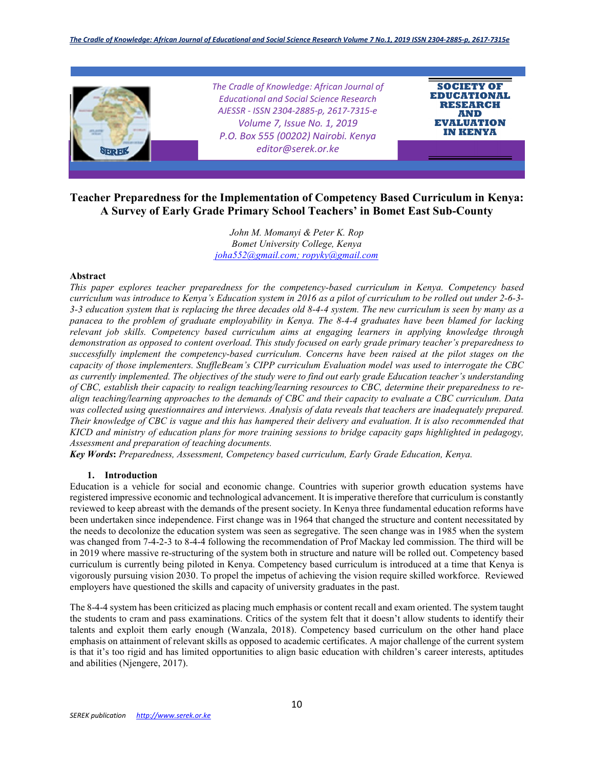# Teacher Preparedness for the Implementation of Competency Based Curriculum in Kenya: A Survey of Early Grade Primary School Teachers' in Bomet East Sub-County

*John M. Momanyi & Peter K. Rop*
*Bomet University College, Kenya*
*joha552@gmail.com; ropyky@gmail.com*

## Abstract

*This paper explores teacher preparedness for the competency-based curriculum in Kenya. Competency based curriculum was introduce to Kenya's Education system in 2016 as a pilot of curriculum to be rolled out under 2-6-3-3-3 education system that is replacing the three decades old 8-4-4 system. The new curriculum is seen by many as a panacea to the problem of graduate employability in Kenya. The 8-4-4 graduates have been blamed for lacking relevant job skills. Competency based curriculum aims at engaging learners in applying knowledge through demonstration as opposed to content overload. This study focused on early grade primary teacher's preparedness to successfully implement the competency-based curriculum. Concerns have been raised at the pilot stages on the capacity of those implementers. StuffleBeam's CIPP curriculum Evaluation model was used to interrogate the CBC as currently implemented. The objectives of the study were to find out early grade Education teacher's understanding of CBC, establish their capacity to realign teaching/learning resources to CBC, determine their preparedness to re-align teaching/learning approaches to the demands of CBC and their capacity to evaluate a CBC curriculum. Data was collected using questionnaires and interviews. Analysis of data reveals that teachers are inadequately prepared. Their knowledge of CBC is vague and this has hampered their delivery and evaluation. It is also recommended that KICD and ministry of education plans for more training sessions to bridge capacity gaps highlighted in pedagogy, Assessment and preparation of teaching documents.*

**Key Words:** *Preparedness, Assessment, Competency based curriculum, Early Grade Education, Kenya.*

## 1. Introduction

Education is a vehicle for social and economic change. Countries with superior growth education systems have registered impressive economic and technological advancement. It is imperative therefore that curriculum is constantly reviewed to keep abreast with the demands of the present society. In Kenya three fundamental education reforms have been undertaken since independence. First change was in 1964 that changed the structure and content necessitated by the needs to decolonize the education system was seen as segregative. The seen change was in 1985 when the system was changed from 7-4-2-3 to 8-4-4 following the recommendation of Prof Mackay led commission. The third will be in 2019 where massive re-structuring of the system both in structure and nature will be rolled out. Competency based curriculum is currently being piloted in Kenya. Competency based curriculum is introduced at a time that Kenya is vigorously pursuing vision 2030. To propel the impetus of achieving the vision require skilled workforce. Reviewed employers have questioned the skills and capacity of university graduates in the past.

The 8-4-4 system has been criticized as placing much emphasis or content recall and exam oriented. The system taught the students to cram and pass examinations. Critics of the system felt that it doesn't allow students to identify their talents and exploit them early enough (Wanzala, 2018). Competency based curriculum on the other hand place emphasis on attainment of relevant skills as opposed to academic certificates. A major challenge of the current system is that it's too rigid and has limited opportunities to align basic education with children's career interests, aptitudes and abilities (Njengere, 2017).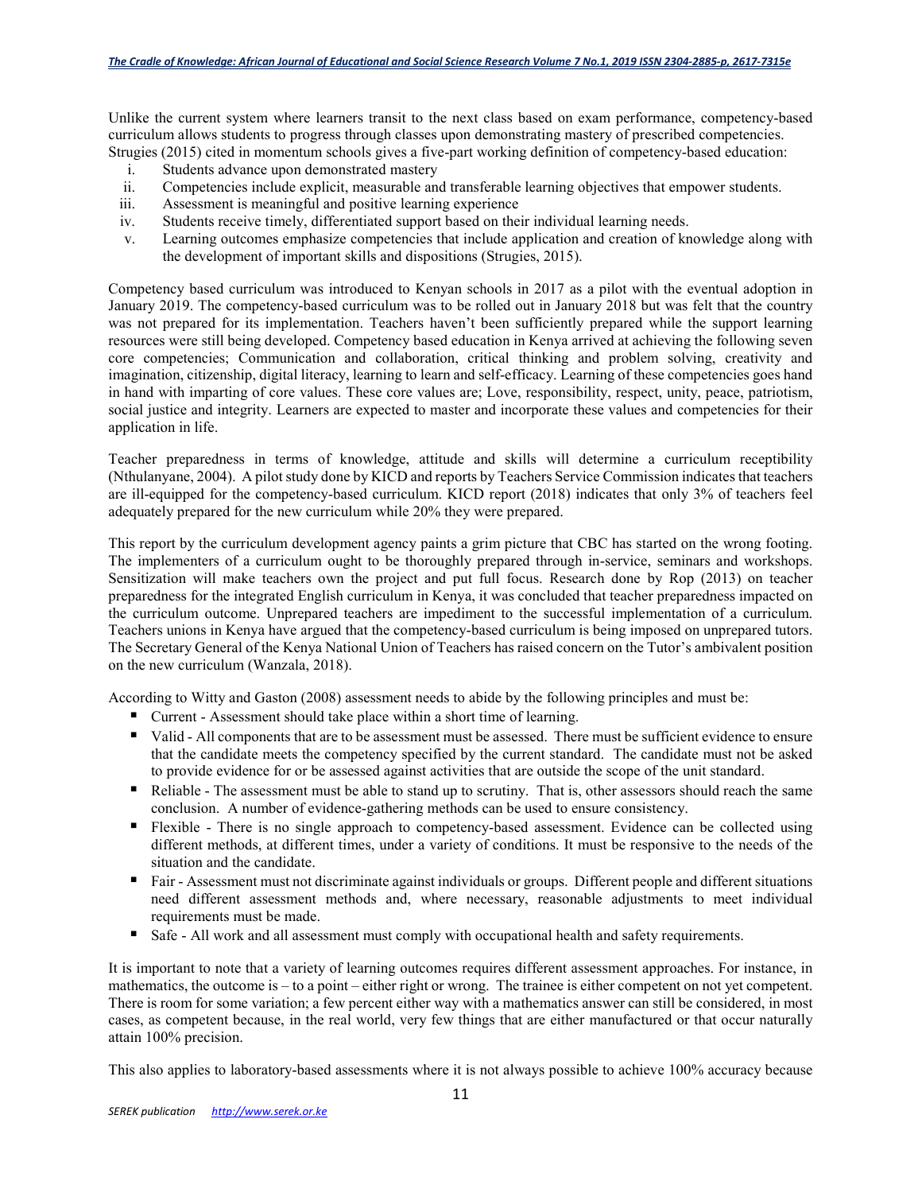Unlike the current system where learners transit to the next class based on exam performance, competency-based curriculum allows students to progress through classes upon demonstrating mastery of prescribed competencies. Strugies (2015) cited in momentum schools gives a five-part working definition of competency-based education:

i. Students advance upon demonstrated mastery
ii. Competencies include explicit, measurable and transferable learning objectives that empower students.
iii. Assessment is meaningful and positive learning experience
iv. Students receive timely, differentiated support based on their individual learning needs.
v. Learning outcomes emphasize competencies that include application and creation of knowledge along with the development of important skills and dispositions (Strugies, 2015).

Competency based curriculum was introduced to Kenyan schools in 2017 as a pilot with the eventual adoption in January 2019. The competency-based curriculum was to be rolled out in January 2018 but was felt that the country was not prepared for its implementation. Teachers haven't been sufficiently prepared while the support learning resources were still being developed. Competency based education in Kenya arrived at achieving the following seven core competencies; Communication and collaboration, critical thinking and problem solving, creativity and imagination, citizenship, digital literacy, learning to learn and self-efficacy. Learning of these competencies goes hand in hand with imparting of core values. These core values are; Love, responsibility, respect, unity, peace, patriotism, social justice and integrity. Learners are expected to master and incorporate these values and competencies for their application in life.

Teacher preparedness in terms of knowledge, attitude and skills will determine a curriculum receptibility (Nthulanyane, 2004). A pilot study done by KICD and reports by Teachers Service Commission indicates that teachers are ill-equipped for the competency-based curriculum. KICD report (2018) indicates that only 3% of teachers feel adequately prepared for the new curriculum while 20% they were prepared.

This report by the curriculum development agency paints a grim picture that CBC has started on the wrong footing. The implementers of a curriculum ought to be thoroughly prepared through in-service, seminars and workshops. Sensitization will make teachers own the project and put full focus. Research done by Rop (2013) on teacher preparedness for the integrated English curriculum in Kenya, it was concluded that teacher preparedness impacted on the curriculum outcome. Unprepared teachers are impediment to the successful implementation of a curriculum. Teachers unions in Kenya have argued that the competency-based curriculum is being imposed on unprepared tutors. The Secretary General of the Kenya National Union of Teachers has raised concern on the Tutor's ambivalent position on the new curriculum (Wanzala, 2018).

According to Witty and Gaston (2008) assessment needs to abide by the following principles and must be:

- Current - Assessment should take place within a short time of learning.
- Valid - All components that are to be assessment must be assessed. There must be sufficient evidence to ensure that the candidate meets the competency specified by the current standard. The candidate must not be asked to provide evidence for or be assessed against activities that are outside the scope of the unit standard.
- Reliable - The assessment must be able to stand up to scrutiny. That is, other assessors should reach the same conclusion. A number of evidence-gathering methods can be used to ensure consistency.
- Flexible - There is no single approach to competency-based assessment. Evidence can be collected using different methods, at different times, under a variety of conditions. It must be responsive to the needs of the situation and the candidate.
- Fair - Assessment must not discriminate against individuals or groups. Different people and different situations need different assessment methods and, where necessary, reasonable adjustments to meet individual requirements must be made.
- Safe - All work and all assessment must comply with occupational health and safety requirements.

It is important to note that a variety of learning outcomes requires different assessment approaches. For instance, in mathematics, the outcome is – to a point – either right or wrong. The trainee is either competent on not yet competent. There is room for some variation; a few percent either way with a mathematics answer can still be considered, in most cases, as competent because, in the real world, very few things that are either manufactured or that occur naturally attain 100% precision.

This also applies to laboratory-based assessments where it is not always possible to achieve 100% accuracy because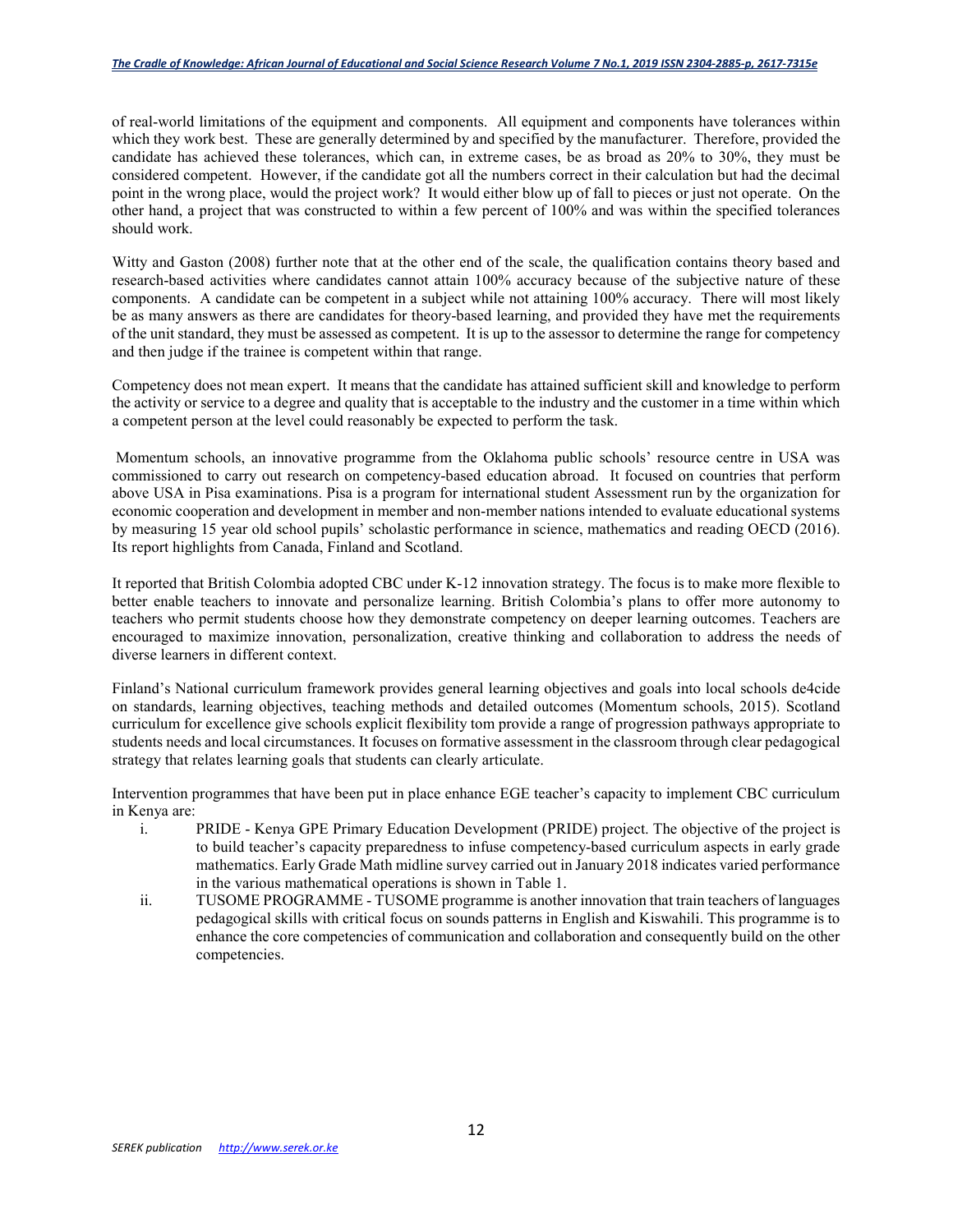of real-world limitations of the equipment and components. All equipment and components have tolerances within which they work best. These are generally determined by and specified by the manufacturer. Therefore, provided the candidate has achieved these tolerances, which can, in extreme cases, be as broad as 20% to 30%, they must be considered competent. However, if the candidate got all the numbers correct in their calculation but had the decimal point in the wrong place, would the project work? It would either blow up of fall to pieces or just not operate. On the other hand, a project that was constructed to within a few percent of 100% and was within the specified tolerances should work.

Witty and Gaston (2008) further note that at the other end of the scale, the qualification contains theory based and research-based activities where candidates cannot attain 100% accuracy because of the subjective nature of these components. A candidate can be competent in a subject while not attaining 100% accuracy. There will most likely be as many answers as there are candidates for theory-based learning, and provided they have met the requirements of the unit standard, they must be assessed as competent. It is up to the assessor to determine the range for competency and then judge if the trainee is competent within that range.

Competency does not mean expert. It means that the candidate has attained sufficient skill and knowledge to perform the activity or service to a degree and quality that is acceptable to the industry and the customer in a time within which a competent person at the level could reasonably be expected to perform the task.

Momentum schools, an innovative programme from the Oklahoma public schools' resource centre in USA was commissioned to carry out research on competency-based education abroad. It focused on countries that perform above USA in Pisa examinations. Pisa is a program for international student Assessment run by the organization for economic cooperation and development in member and non-member nations intended to evaluate educational systems by measuring 15 year old school pupils' scholastic performance in science, mathematics and reading OECD (2016). Its report highlights from Canada, Finland and Scotland.

It reported that British Colombia adopted CBC under K-12 innovation strategy. The focus is to make more flexible to better enable teachers to innovate and personalize learning. British Colombia's plans to offer more autonomy to teachers who permit students choose how they demonstrate competency on deeper learning outcomes. Teachers are encouraged to maximize innovation, personalization, creative thinking and collaboration to address the needs of diverse learners in different context.

Finland's National curriculum framework provides general learning objectives and goals into local schools de4cide on standards, learning objectives, teaching methods and detailed outcomes (Momentum schools, 2015). Scotland curriculum for excellence give schools explicit flexibility tom provide a range of progression pathways appropriate to students needs and local circumstances. It focuses on formative assessment in the classroom through clear pedagogical strategy that relates learning goals that students can clearly articulate.

Intervention programmes that have been put in place enhance EGE teacher's capacity to implement CBC curriculum in Kenya are:

i. PRIDE - Kenya GPE Primary Education Development (PRIDE) project. The objective of the project is to build teacher's capacity preparedness to infuse competency-based curriculum aspects in early grade mathematics. Early Grade Math midline survey carried out in January 2018 indicates varied performance in the various mathematical operations is shown in Table 1.
ii. TUSOME PROGRAMME - TUSOME programme is another innovation that train teachers of languages pedagogical skills with critical focus on sounds patterns in English and Kiswahili. This programme is to enhance the core competencies of communication and collaboration and consequently build on the other competencies.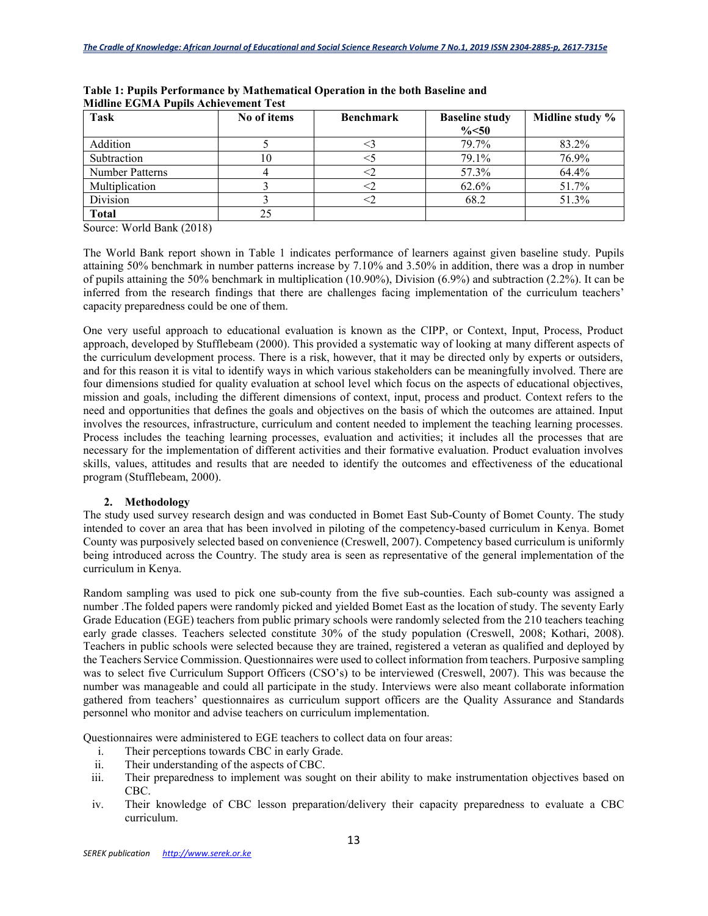**Table 1: Pupils Performance by Mathematical Operation in the both Baseline and Midline EGMA Pupils Achievement Test**

| Task | No of items | Benchmark | Baseline study %<50 | Midline study % |
|---|---|---|---|---|
| Addition | 5 | <3 | 79.7% | 83.2% |
| Subtraction | 10 | <5 | 79.1% | 76.9% |
| Number Patterns | 4 | <2 | 57.3% | 64.4% |
| Multiplication | 3 | <2 | 62.6% | 51.7% |
| Division | 3 | <2 | 68.2 | 51.3% |
| **Total** | 25 | | | |

Source: World Bank (2018)

The World Bank report shown in Table 1 indicates performance of learners against given baseline study. Pupils attaining 50% benchmark in number patterns increase by 7.10% and 3.50% in addition, there was a drop in number of pupils attaining the 50% benchmark in multiplication (10.90%), Division (6.9%) and subtraction (2.2%). It can be inferred from the research findings that there are challenges facing implementation of the curriculum teachers' capacity preparedness could be one of them.

One very useful approach to educational evaluation is known as the CIPP, or Context, Input, Process, Product approach, developed by Stufflebeam (2000). This provided a systematic way of looking at many different aspects of the curriculum development process. There is a risk, however, that it may be directed only by experts or outsiders, and for this reason it is vital to identify ways in which various stakeholders can be meaningfully involved. There are four dimensions studied for quality evaluation at school level which focus on the aspects of educational objectives, mission and goals, including the different dimensions of context, input, process and product. Context refers to the need and opportunities that defines the goals and objectives on the basis of which the outcomes are attained. Input involves the resources, infrastructure, curriculum and content needed to implement the teaching learning processes. Process includes the teaching learning processes, evaluation and activities; it includes all the processes that are necessary for the implementation of different activities and their formative evaluation. Product evaluation involves skills, values, attitudes and results that are needed to identify the outcomes and effectiveness of the educational program (Stufflebeam, 2000).

## 2. Methodology

The study used survey research design and was conducted in Bomet East Sub-County of Bomet County. The study intended to cover an area that has been involved in piloting of the competency-based curriculum in Kenya. Bomet County was purposively selected based on convenience (Creswell, 2007). Competency based curriculum is uniformly being introduced across the Country. The study area is seen as representative of the general implementation of the curriculum in Kenya.

Random sampling was used to pick one sub-county from the five sub-counties. Each sub-county was assigned a number .The folded papers were randomly picked and yielded Bomet East as the location of study. The seventy Early Grade Education (EGE) teachers from public primary schools were randomly selected from the 210 teachers teaching early grade classes. Teachers selected constitute 30% of the study population (Creswell, 2008; Kothari, 2008). Teachers in public schools were selected because they are trained, registered a veteran as qualified and deployed by the Teachers Service Commission. Questionnaires were used to collect information from teachers. Purposive sampling was to select five Curriculum Support Officers (CSO's) to be interviewed (Creswell, 2007). This was because the number was manageable and could all participate in the study. Interviews were also meant collaborate information gathered from teachers' questionnaires as curriculum support officers are the Quality Assurance and Standards personnel who monitor and advise teachers on curriculum implementation.

Questionnaires were administered to EGE teachers to collect data on four areas:

i. Their perceptions towards CBC in early Grade.
ii. Their understanding of the aspects of CBC.
iii. Their preparedness to implement was sought on their ability to make instrumentation objectives based on CBC.
iv. Their knowledge of CBC lesson preparation/delivery their capacity preparedness to evaluate a CBC curriculum.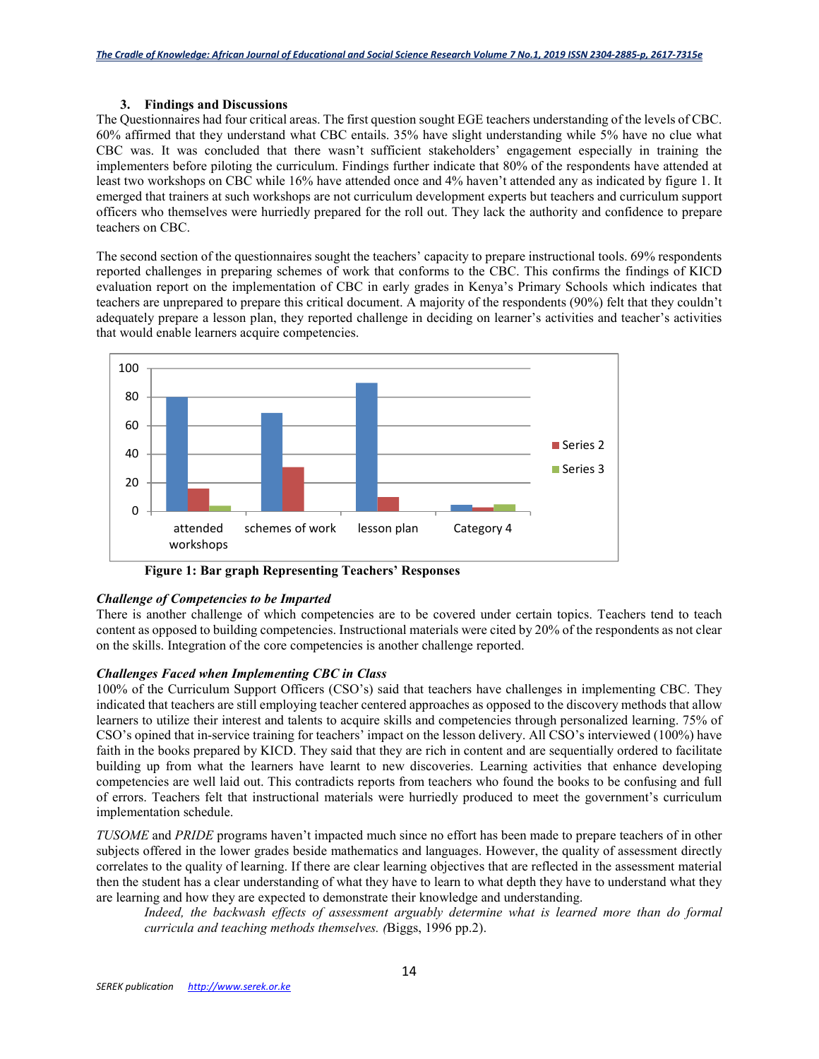### 3. Findings and Discussions

The Questionnaires had four critical areas. The first question sought EGE teachers understanding of the levels of CBC. 60% affirmed that they understand what CBC entails. 35% have slight understanding while 5% have no clue what CBC was. It was concluded that there wasn't sufficient stakeholders' engagement especially in training the implementers before piloting the curriculum. Findings further indicate that 80% of the respondents have attended at least two workshops on CBC while 16% have attended once and 4% haven't attended any as indicated by figure 1. It emerged that trainers at such workshops are not curriculum development experts but teachers and curriculum support officers who themselves were hurriedly prepared for the roll out. They lack the authority and confidence to prepare teachers on CBC.

The second section of the questionnaires sought the teachers' capacity to prepare instructional tools. 69% respondents reported challenges in preparing schemes of work that conforms to the CBC. This confirms the findings of KICD evaluation report on the implementation of CBC in early grades in Kenya's Primary Schools which indicates that teachers are unprepared to prepare this critical document. A majority of the respondents (90%) felt that they couldn't adequately prepare a lesson plan, they reported challenge in deciding on learner's activities and teacher's activities that would enable learners acquire competencies.

**Figure 1: Bar graph Representing Teachers' Responses**

#### *Challenge of Competencies to be Imparted*

There is another challenge of which competencies are to be covered under certain topics. Teachers tend to teach content as opposed to building competencies. Instructional materials were cited by 20% of the respondents as not clear on the skills. Integration of the core competencies is another challenge reported.

#### *Challenges Faced when Implementing CBC in Class*

100% of the Curriculum Support Officers (CSO's) said that teachers have challenges in implementing CBC. They indicated that teachers are still employing teacher centered approaches as opposed to the discovery methods that allow learners to utilize their interest and talents to acquire skills and competencies through personalized learning. 75% of CSO's opined that in-service training for teachers' impact on the lesson delivery. All CSO's interviewed (100%) have faith in the books prepared by KICD. They said that they are rich in content and are sequentially ordered to facilitate building up from what the learners have learnt to new discoveries. Learning activities that enhance developing competencies are well laid out. This contradicts reports from teachers who found the books to be confusing and full of errors. Teachers felt that instructional materials were hurriedly produced to meet the government's curriculum implementation schedule.

*TUSOME* and *PRIDE* programs haven't impacted much since no effort has been made to prepare teachers of in other subjects offered in the lower grades beside mathematics and languages. However, the quality of assessment directly correlates to the quality of learning. If there are clear learning objectives that are reflected in the assessment material then the student has a clear understanding of what they have to learn to what depth they have to understand what they are learning and how they are expected to demonstrate their knowledge and understanding.

> *Indeed, the backwash effects of assessment arguably determine what is learned more than do formal curricula and teaching methods themselves. (*Biggs, 1996 pp.2).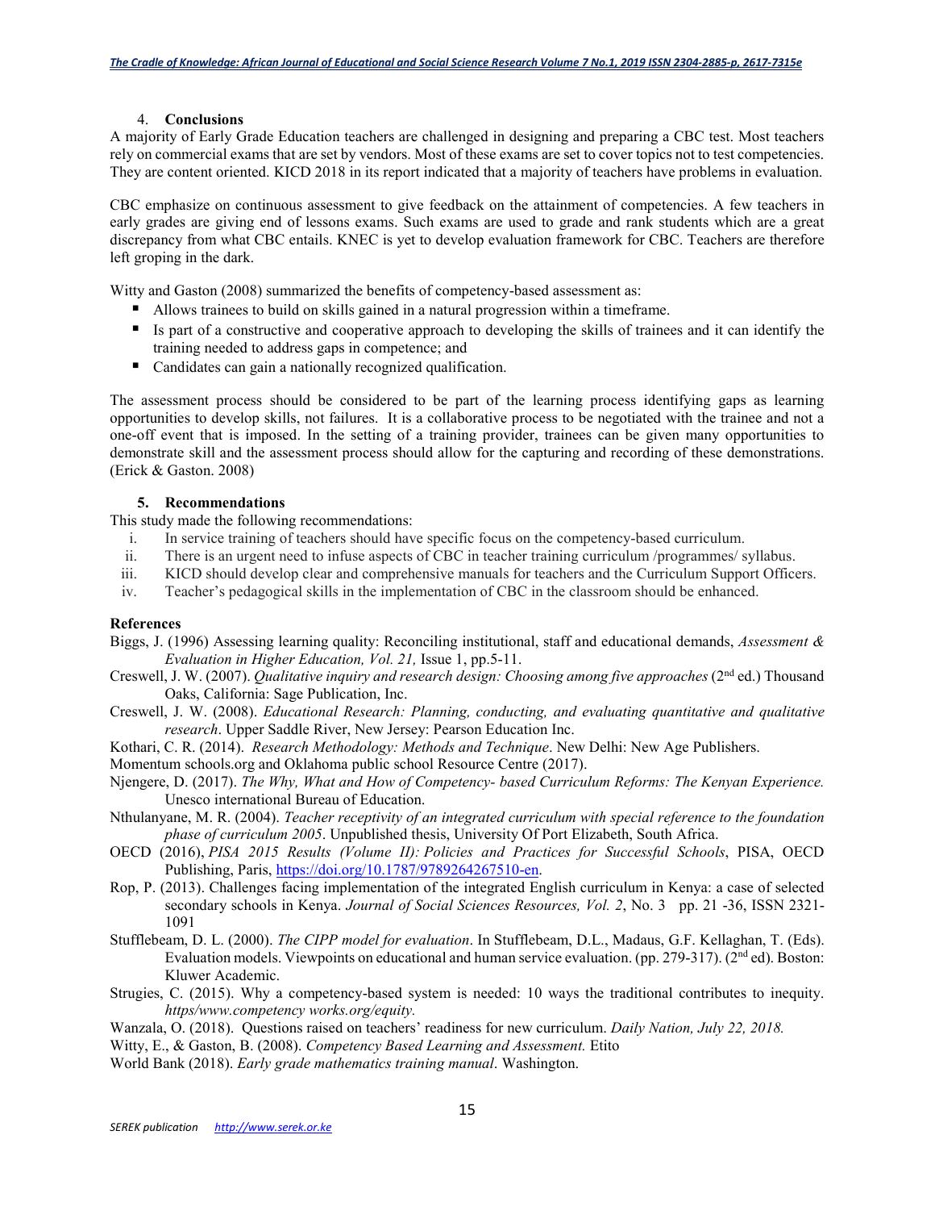## 4. Conclusions

A majority of Early Grade Education teachers are challenged in designing and preparing a CBC test. Most teachers rely on commercial exams that are set by vendors. Most of these exams are set to cover topics not to test competencies. They are content oriented. KICD 2018 in its report indicated that a majority of teachers have problems in evaluation.

CBC emphasize on continuous assessment to give feedback on the attainment of competencies. A few teachers in early grades are giving end of lessons exams. Such exams are used to grade and rank students which are a great discrepancy from what CBC entails. KNEC is yet to develop evaluation framework for CBC. Teachers are therefore left groping in the dark.

Witty and Gaston (2008) summarized the benefits of competency-based assessment as:

- Allows trainees to build on skills gained in a natural progression within a timeframe.
- Is part of a constructive and cooperative approach to developing the skills of trainees and it can identify the training needed to address gaps in competence; and
- Candidates can gain a nationally recognized qualification.

The assessment process should be considered to be part of the learning process identifying gaps as learning opportunities to develop skills, not failures. It is a collaborative process to be negotiated with the trainee and not a one-off event that is imposed. In the setting of a training provider, trainees can be given many opportunities to demonstrate skill and the assessment process should allow for the capturing and recording of these demonstrations. (Erick & Gaston. 2008)

## 5. Recommendations

This study made the following recommendations:

i. In service training of teachers should have specific focus on the competency-based curriculum.
ii. There is an urgent need to infuse aspects of CBC in teacher training curriculum /programmes/ syllabus.
iii. KICD should develop clear and comprehensive manuals for teachers and the Curriculum Support Officers.
iv. Teacher's pedagogical skills in the implementation of CBC in the classroom should be enhanced.

### References

Biggs, J. (1996) Assessing learning quality: Reconciling institutional, staff and educational demands, *Assessment & Evaluation in Higher Education, Vol. 21,* Issue 1, pp.5-11.

Creswell, J. W. (2007). *Qualitative inquiry and research design: Choosing among five approaches* (2nd ed.) Thousand Oaks, California: Sage Publication, Inc.

Creswell, J. W. (2008). *Educational Research: Planning, conducting, and evaluating quantitative and qualitative research*. Upper Saddle River, New Jersey: Pearson Education Inc.

Kothari, C. R. (2014). *Research Methodology: Methods and Technique*. New Delhi: New Age Publishers.

Momentum schools.org and Oklahoma public school Resource Centre (2017).

Njengere, D. (2017). *The Why, What and How of Competency- based Curriculum Reforms: The Kenyan Experience.* Unesco international Bureau of Education.

Nthulanyane, M. R. (2004). *Teacher receptivity of an integrated curriculum with special reference to the foundation phase of curriculum 2005*. Unpublished thesis, University Of Port Elizabeth, South Africa.

OECD (2016), *PISA 2015 Results (Volume II): Policies and Practices for Successful Schools*, PISA, OECD Publishing, Paris, https://doi.org/10.1787/9789264267510-en.

Rop, P. (2013). Challenges facing implementation of the integrated English curriculum in Kenya: a case of selected secondary schools in Kenya. *Journal of Social Sciences Resources, Vol. 2*, No. 3 pp. 21 -36, ISSN 2321-1091

Stufflebeam, D. L. (2000). *The CIPP model for evaluation*. In Stufflebeam, D.L., Madaus, G.F. Kellaghan, T. (Eds). Evaluation models. Viewpoints on educational and human service evaluation. (pp. 279-317). (2nd ed). Boston: Kluwer Academic.

Strugies, C. (2015). Why a competency-based system is needed: 10 ways the traditional contributes to inequity. *https/www.competency works.org/equity.*

Wanzala, O. (2018). Questions raised on teachers' readiness for new curriculum. *Daily Nation, July 22, 2018.*

Witty, E., & Gaston, B. (2008). *Competency Based Learning and Assessment.* Etito

World Bank (2018). *Early grade mathematics training manual*. Washington.